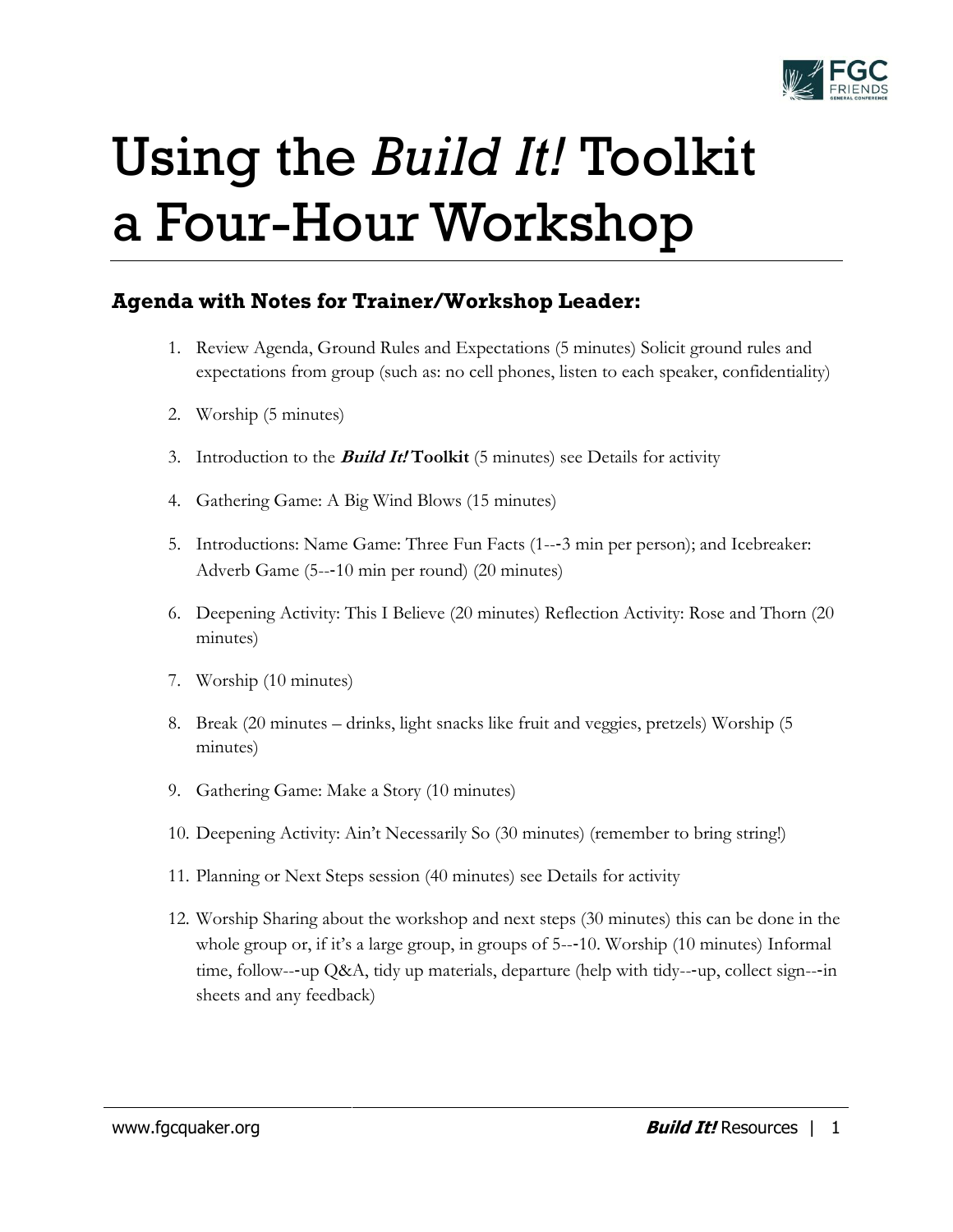# Using the *Build It!* Toolkit a Four-Hour Workshop

### Agenda with Notes for Trainer/Workshop Leader:

1. Review Agenda, Ground Rules and Expectations (5 minutes) Solicit ground rules and expectations from group (such as: no cell phones, listen to each speaker, confidentiality)

2. Worship (5 minutes)

3. Introduction to the ***Build It!*** **Toolkit** (5 minutes) see Details for activity

4. Gathering Game: A Big Wind Blows (15 minutes)

5. Introductions: Name Game: Three Fun Facts (1---3 min per person); and Icebreaker: Adverb Game (5---10 min per round) (20 minutes)

6. Deepening Activity: This I Believe (20 minutes) Reflection Activity: Rose and Thorn (20 minutes)

7. Worship (10 minutes)

8. Break (20 minutes – drinks, light snacks like fruit and veggies, pretzels) Worship (5 minutes)

9. Gathering Game: Make a Story (10 minutes)

10. Deepening Activity: Ain't Necessarily So (30 minutes) (remember to bring string!)

11. Planning or Next Steps session (40 minutes) see Details for activity

12. Worship Sharing about the workshop and next steps (30 minutes) this can be done in the whole group or, if it's a large group, in groups of 5---10. Worship (10 minutes) Informal time, follow---up Q&A, tidy up materials, departure (help with tidy---up, collect sign---in sheets and any feedback)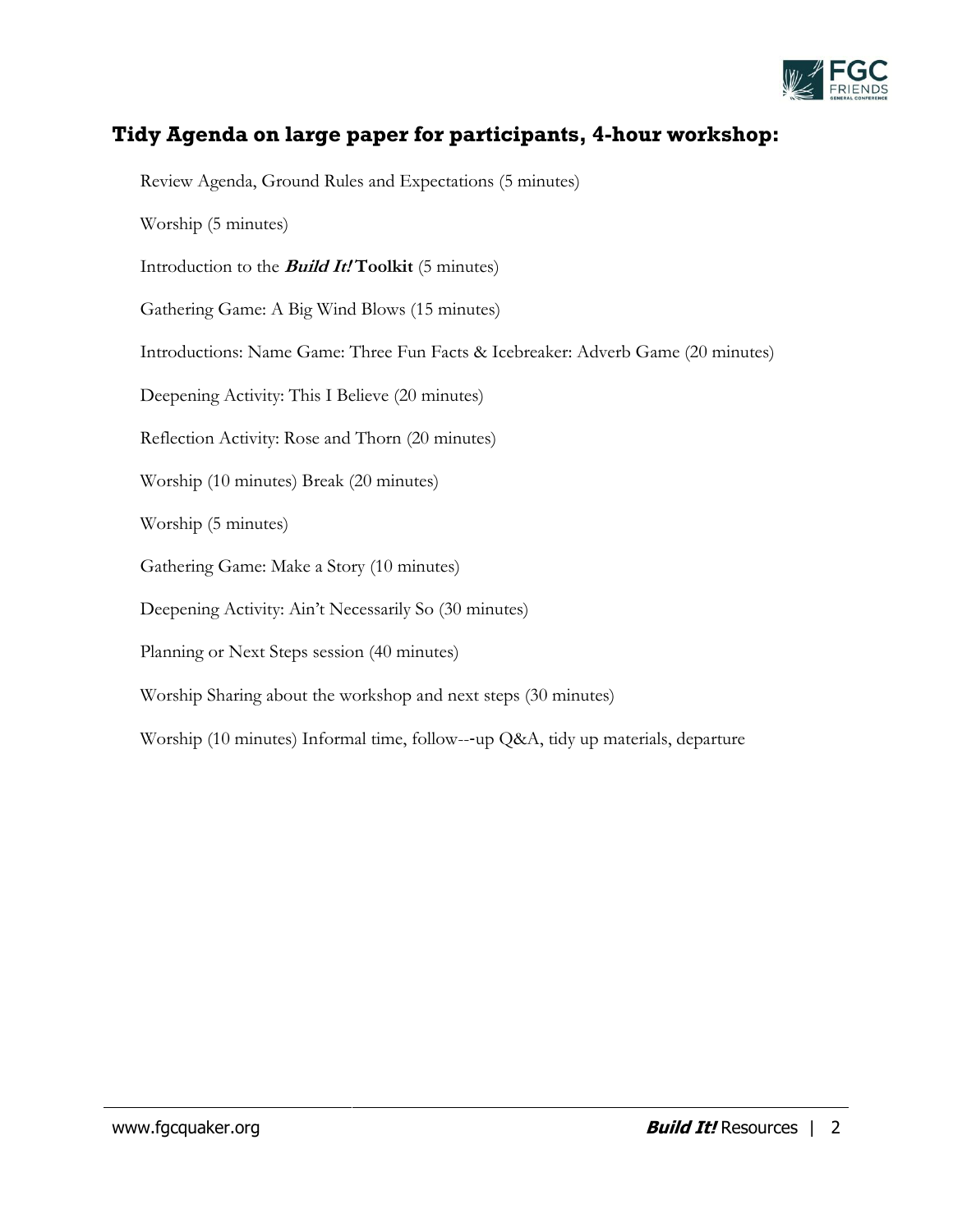## Tidy Agenda on large paper for participants, 4-hour workshop:

Review Agenda, Ground Rules and Expectations (5 minutes)

Worship (5 minutes)

Introduction to the ***Build It!*** **Toolkit** (5 minutes)

Gathering Game: A Big Wind Blows (15 minutes)

Introductions: Name Game: Three Fun Facts & Icebreaker: Adverb Game (20 minutes)

Deepening Activity: This I Believe (20 minutes)

Reflection Activity: Rose and Thorn (20 minutes)

Worship (10 minutes) Break (20 minutes)

Worship (5 minutes)

Gathering Game: Make a Story (10 minutes)

Deepening Activity: Ain't Necessarily So (30 minutes)

Planning or Next Steps session (40 minutes)

Worship Sharing about the workshop and next steps (30 minutes)

Worship (10 minutes) Informal time, follow---up Q&A, tidy up materials, departure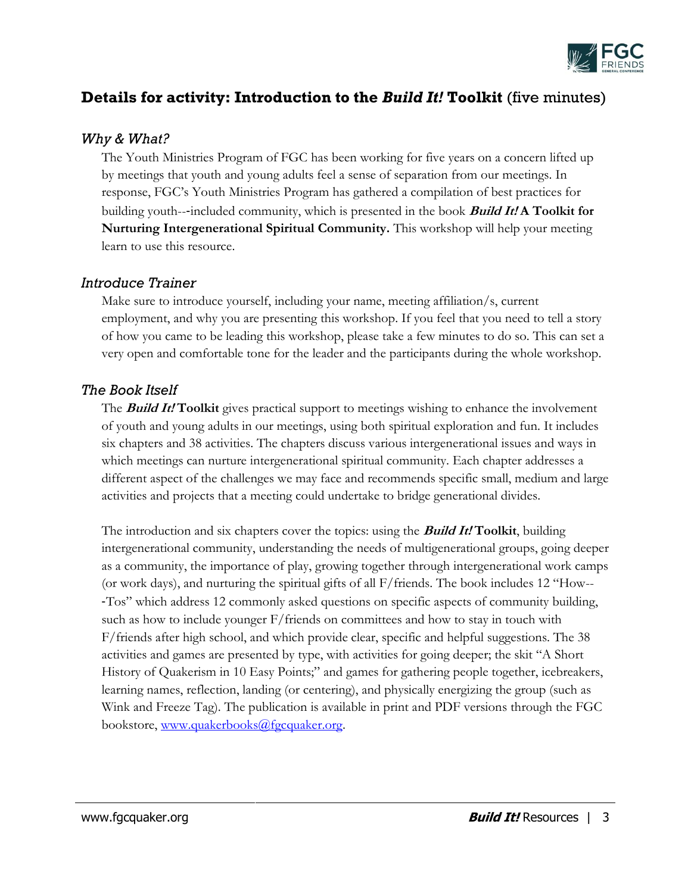## Details for activity: Introduction to the *Build It!* Toolkit (five minutes)

### *Why & What?*

The Youth Ministries Program of FGC has been working for five years on a concern lifted up by meetings that youth and young adults feel a sense of separation from our meetings. In response, FGC's Youth Ministries Program has gathered a compilation of best practices for building youth--‐included community, which is presented in the book ***Build It!* A Toolkit for Nurturing Intergenerational Spiritual Community.** This workshop will help your meeting learn to use this resource.

### *Introduce Trainer*

Make sure to introduce yourself, including your name, meeting affiliation/s, current employment, and why you are presenting this workshop. If you feel that you need to tell a story of how you came to be leading this workshop, please take a few minutes to do so. This can set a very open and comfortable tone for the leader and the participants during the whole workshop.

### *The Book Itself*

The ***Build It!* Toolkit** gives practical support to meetings wishing to enhance the involvement of youth and young adults in our meetings, using both spiritual exploration and fun. It includes six chapters and 38 activities. The chapters discuss various intergenerational issues and ways in which meetings can nurture intergenerational spiritual community. Each chapter addresses a different aspect of the challenges we may face and recommends specific small, medium and large activities and projects that a meeting could undertake to bridge generational divides.

The introduction and six chapters cover the topics: using the ***Build It!* Toolkit**, building intergenerational community, understanding the needs of multigenerational groups, going deeper as a community, the importance of play, growing together through intergenerational work camps (or work days), and nurturing the spiritual gifts of all F/friends. The book includes 12 "How--‐Tos" which address 12 commonly asked questions on specific aspects of community building, such as how to include younger F/friends on committees and how to stay in touch with F/friends after high school, and which provide clear, specific and helpful suggestions. The 38 activities and games are presented by type, with activities for going deeper; the skit "A Short History of Quakerism in 10 Easy Points;" and games for gathering people together, icebreakers, learning names, reflection, landing (or centering), and physically energizing the group (such as Wink and Freeze Tag). The publication is available in print and PDF versions through the FGC bookstore, www.quakerbooks@fgcquaker.org.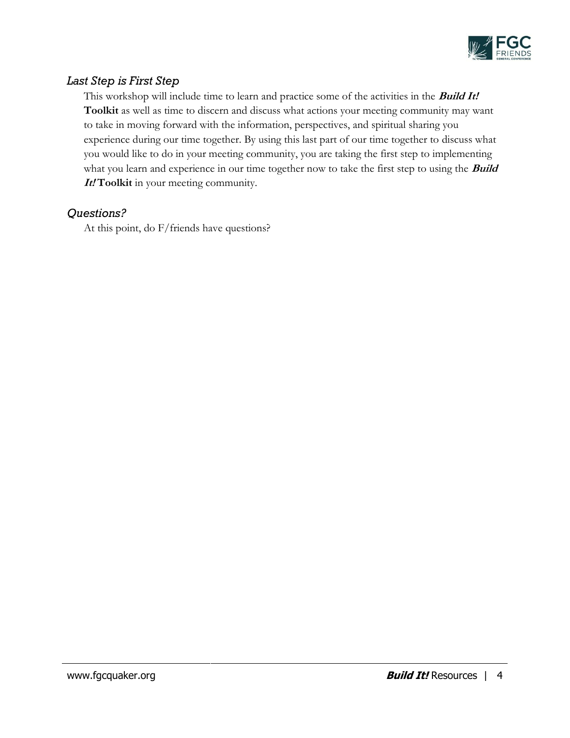### *Last Step is First Step*

This workshop will include time to learn and practice some of the activities in the ***Build It!*** **Toolkit** as well as time to discern and discuss what actions your meeting community may want to take in moving forward with the information, perspectives, and spiritual sharing you experience during our time together. By using this last part of our time together to discuss what you would like to do in your meeting community, you are taking the first step to implementing what you learn and experience in our time together now to take the first step to using the ***Build It!*** **Toolkit** in your meeting community.

### *Questions?*

At this point, do F/friends have questions?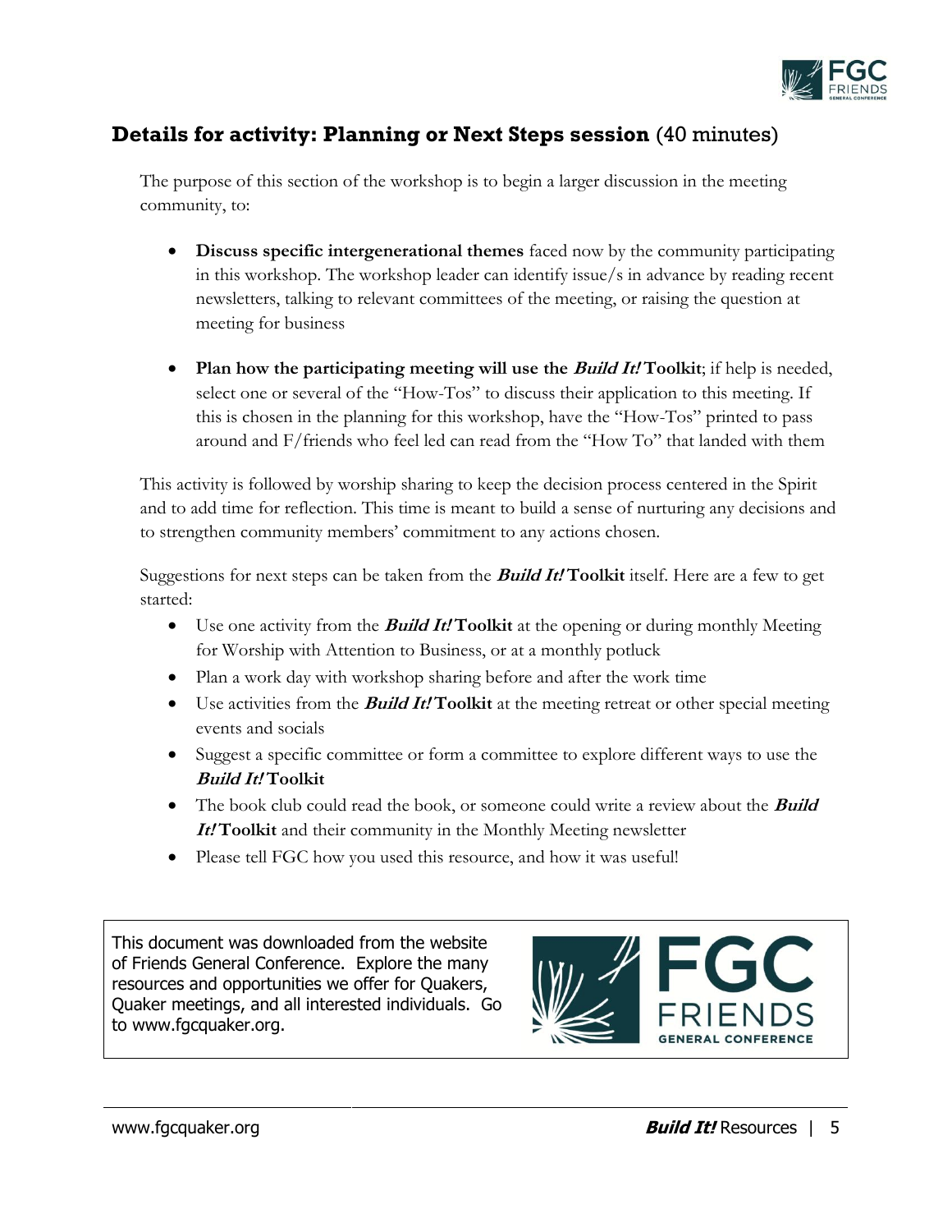## **Details for activity: Planning or Next Steps session** (40 minutes)

The purpose of this section of the workshop is to begin a larger discussion in the meeting community, to:

- **Discuss specific intergenerational themes** faced now by the community participating in this workshop. The workshop leader can identify issue/s in advance by reading recent newsletters, talking to relevant committees of the meeting, or raising the question at meeting for business
- **Plan how the participating meeting will use the *Build It!* Toolkit**; if help is needed, select one or several of the "How-Tos" to discuss their application to this meeting. If this is chosen in the planning for this workshop, have the "How-Tos" printed to pass around and F/friends who feel led can read from the "How To" that landed with them

This activity is followed by worship sharing to keep the decision process centered in the Spirit and to add time for reflection. This time is meant to build a sense of nurturing any decisions and to strengthen community members' commitment to any actions chosen.

Suggestions for next steps can be taken from the ***Build It!* Toolkit** itself. Here are a few to get started:

- Use one activity from the ***Build It!* Toolkit** at the opening or during monthly Meeting for Worship with Attention to Business, or at a monthly potluck
- Plan a work day with workshop sharing before and after the work time
- Use activities from the ***Build It!* Toolkit** at the meeting retreat or other special meeting events and socials
- Suggest a specific committee or form a committee to explore different ways to use the ***Build It!* Toolkit**
- The book club could read the book, or someone could write a review about the ***Build It!* Toolkit** and their community in the Monthly Meeting newsletter
- Please tell FGC how you used this resource, and how it was useful!

This document was downloaded from the website of Friends General Conference. Explore the many resources and opportunities we offer for Quakers, Quaker meetings, and all interested individuals. Go to www.fgcquaker.org.